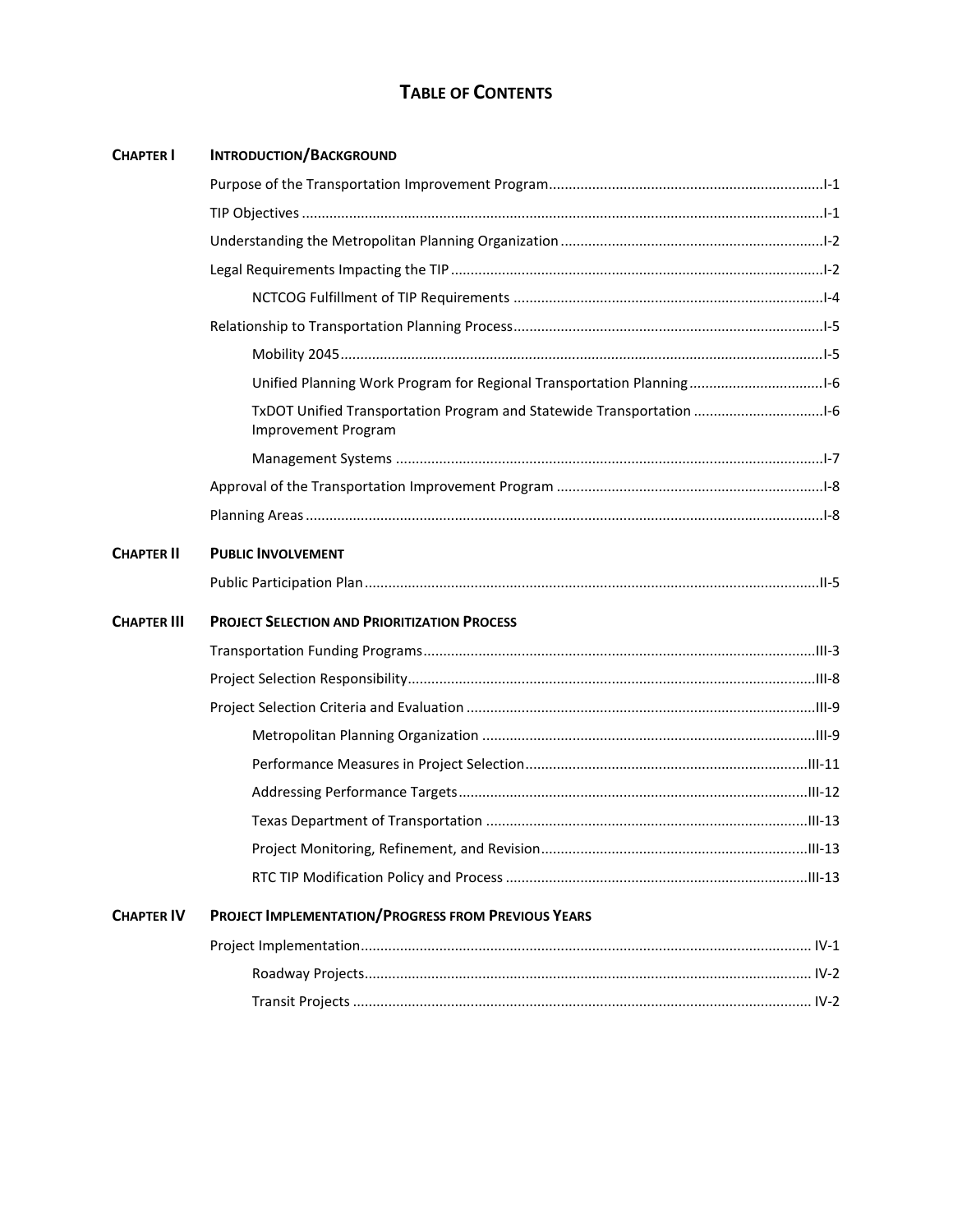# TABLE OF CONTENTS

| | | |
|---|---|---|
| **CHAPTER I** | **INTRODUCTION/BACKGROUND** | |
| | Purpose of the Transportation Improvement Program | I-1 |
| | TIP Objectives | I-1 |
| | Understanding the Metropolitan Planning Organization | I-2 |
| | Legal Requirements Impacting the TIP | I-2 |
| | NCTCOG Fulfillment of TIP Requirements | I-4 |
| | Relationship to Transportation Planning Process | I-5 |
| | Mobility 2045 | I-5 |
| | Unified Planning Work Program for Regional Transportation Planning | I-6 |
| | TxDOT Unified Transportation Program and Statewide Transportation Improvement Program | I-6 |
| | Management Systems | I-7 |
| | Approval of the Transportation Improvement Program | I-8 |
| | Planning Areas | I-8 |
| **CHAPTER II** | **PUBLIC INVOLVEMENT** | |
| | Public Participation Plan | II-5 |
| **CHAPTER III** | **PROJECT SELECTION AND PRIORITIZATION PROCESS** | |
| | Transportation Funding Programs | III-3 |
| | Project Selection Responsibility | III-8 |
| | Project Selection Criteria and Evaluation | III-9 |
| | Metropolitan Planning Organization | III-9 |
| | Performance Measures in Project Selection | III-11 |
| | Addressing Performance Targets | III-12 |
| | Texas Department of Transportation | III-13 |
| | Project Monitoring, Refinement, and Revision | III-13 |
| | RTC TIP Modification Policy and Process | III-13 |
| **CHAPTER IV** | **PROJECT IMPLEMENTATION/PROGRESS FROM PREVIOUS YEARS** | |
| | Project Implementation | IV-1 |
| | Roadway Projects | IV-2 |
| | Transit Projects | IV-2 |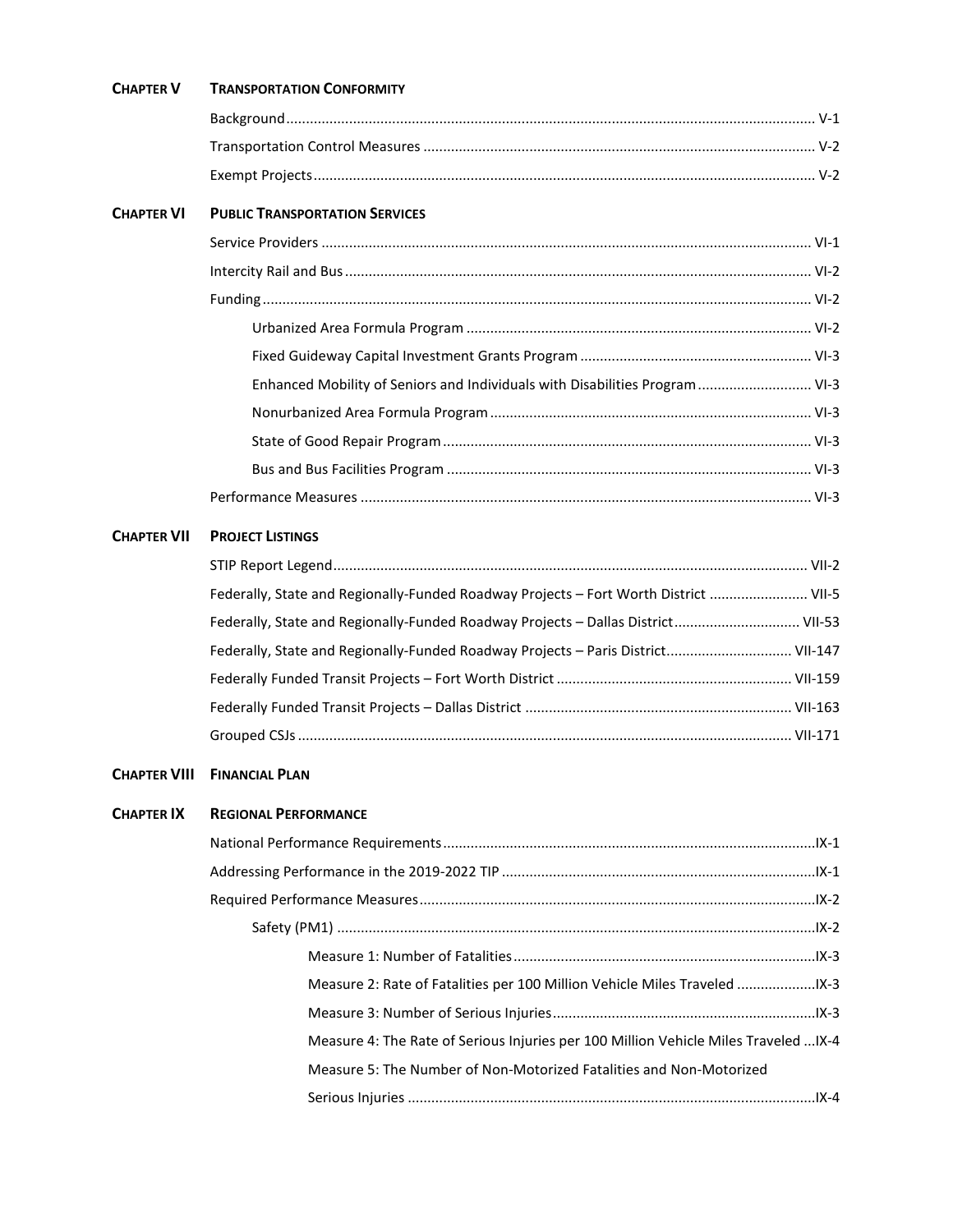**CHAPTER V TRANSPORTATION CONFORMITY**

Background ............................................................ V-1

Transportation Control Measures ............................................................ V-2

Exempt Projects ............................................................ V-2

**CHAPTER VI PUBLIC TRANSPORTATION SERVICES**

Service Providers ............................................................ VI-1

Intercity Rail and Bus ............................................................ VI-2

Funding ............................................................ VI-2

- Urbanized Area Formula Program ............................................................ VI-2
- Fixed Guideway Capital Investment Grants Program ............................................................ VI-3
- Enhanced Mobility of Seniors and Individuals with Disabilities Program ............................................................ VI-3
- Nonurbanized Area Formula Program ............................................................ VI-3
- State of Good Repair Program ............................................................ VI-3
- Bus and Bus Facilities Program ............................................................ VI-3

Performance Measures ............................................................ VI-3

**CHAPTER VII PROJECT LISTINGS**

STIP Report Legend ............................................................ VII-2

Federally, State and Regionally-Funded Roadway Projects – Fort Worth District ............................................................ VII-5

Federally, State and Regionally-Funded Roadway Projects – Dallas District ............................................................ VII-53

Federally, State and Regionally-Funded Roadway Projects – Paris District ............................................................ VII-147

Federally Funded Transit Projects – Fort Worth District ............................................................ VII-159

Federally Funded Transit Projects – Dallas District ............................................................ VII-163

Grouped CSJs ............................................................ VII-171

**CHAPTER VIII FINANCIAL PLAN**

**CHAPTER IX REGIONAL PERFORMANCE**

National Performance Requirements ............................................................ IX-1

Addressing Performance in the 2019-2022 TIP ............................................................ IX-1

Required Performance Measures ............................................................ IX-2

- Safety (PM1) ............................................................ IX-2
  - Measure 1: Number of Fatalities ............................................................ IX-3
  - Measure 2: Rate of Fatalities per 100 Million Vehicle Miles Traveled ............................................................ IX-3
  - Measure 3: Number of Serious Injuries ............................................................ IX-3
  - Measure 4: The Rate of Serious Injuries per 100 Million Vehicle Miles Traveled ... IX-4
  - Measure 5: The Number of Non-Motorized Fatalities and Non-Motorized Serious Injuries ............................................................ IX-4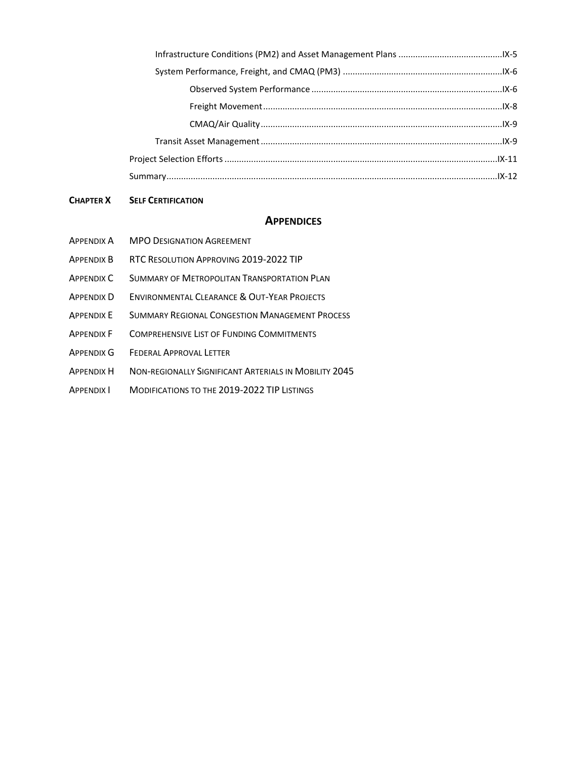Infrastructure Conditions (PM2) and Asset Management Plans ............................................IX-5

System Performance, Freight, and CMAQ (PM3) ..................................................................IX-6

Observed System Performance ..............................................................................IX-6

Freight Movement..................................................................................................IX-8

CMAQ/Air Quality...................................................................................................IX-9

Transit Asset Management...................................................................................................IX-9

Project Selection Efforts ................................................................................................................IX-11

Summary........................................................................................................................................IX-12

**CHAPTER X SELF CERTIFICATION**

## APPENDICES

APPENDIX A MPO DESIGNATION AGREEMENT

APPENDIX B RTC RESOLUTION APPROVING 2019-2022 TIP

APPENDIX C SUMMARY OF METROPOLITAN TRANSPORTATION PLAN

APPENDIX D ENVIRONMENTAL CLEARANCE & OUT-YEAR PROJECTS

APPENDIX E SUMMARY REGIONAL CONGESTION MANAGEMENT PROCESS

APPENDIX F COMPREHENSIVE LIST OF FUNDING COMMITMENTS

APPENDIX G FEDERAL APPROVAL LETTER

APPENDIX H NON-REGIONALLY SIGNIFICANT ARTERIALS IN MOBILITY 2045

APPENDIX I MODIFICATIONS TO THE 2019-2022 TIP LISTINGS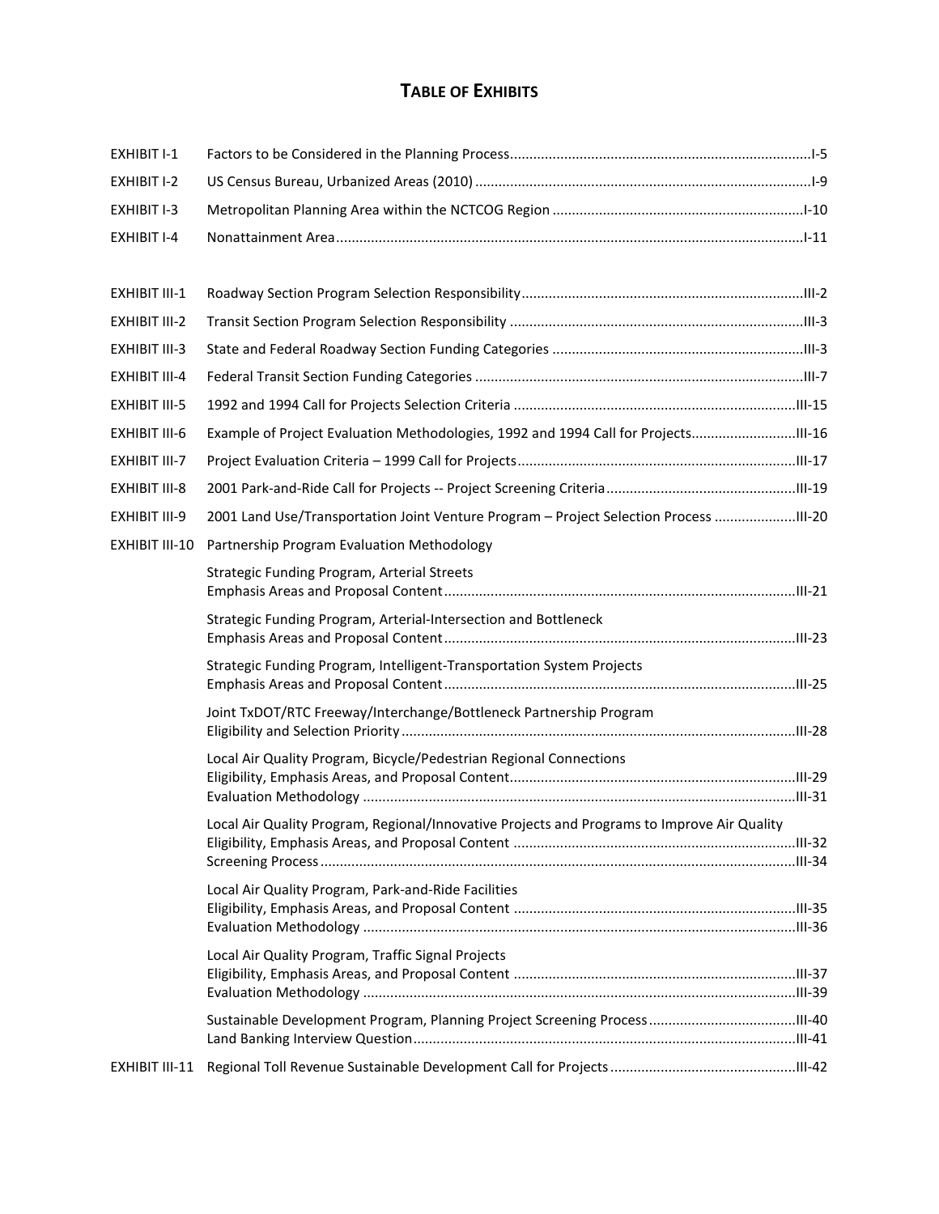# TABLE OF EXHIBITS

| | | |
|---|---|---|
| EXHIBIT I-1 | Factors to be Considered in the Planning Process | I-5 |
| EXHIBIT I-2 | US Census Bureau, Urbanized Areas (2010) | I-9 |
| EXHIBIT I-3 | Metropolitan Planning Area within the NCTCOG Region | I-10 |
| EXHIBIT I-4 | Nonattainment Area | I-11 |
| | | |
| EXHIBIT III-1 | Roadway Section Program Selection Responsibility | III-2 |
| EXHIBIT III-2 | Transit Section Program Selection Responsibility | III-3 |
| EXHIBIT III-3 | State and Federal Roadway Section Funding Categories | III-3 |
| EXHIBIT III-4 | Federal Transit Section Funding Categories | III-7 |
| EXHIBIT III-5 | 1992 and 1994 Call for Projects Selection Criteria | III-15 |
| EXHIBIT III-6 | Example of Project Evaluation Methodologies, 1992 and 1994 Call for Projects | III-16 |
| EXHIBIT III-7 | Project Evaluation Criteria – 1999 Call for Projects | III-17 |
| EXHIBIT III-8 | 2001 Park-and-Ride Call for Projects -- Project Screening Criteria | III-19 |
| EXHIBIT III-9 | 2001 Land Use/Transportation Joint Venture Program – Project Selection Process | III-20 |
| EXHIBIT III-10 | Partnership Program Evaluation Methodology | |
| | Strategic Funding Program, Arterial Streets<br>Emphasis Areas and Proposal Content | III-21 |
| | Strategic Funding Program, Arterial-Intersection and Bottleneck<br>Emphasis Areas and Proposal Content | III-23 |
| | Strategic Funding Program, Intelligent-Transportation System Projects<br>Emphasis Areas and Proposal Content | III-25 |
| | Joint TxDOT/RTC Freeway/Interchange/Bottleneck Partnership Program<br>Eligibility and Selection Priority | III-28 |
| | Local Air Quality Program, Bicycle/Pedestrian Regional Connections<br>Eligibility, Emphasis Areas, and Proposal Content<br>Evaluation Methodology | III-29<br>III-31 |
| | Local Air Quality Program, Regional/Innovative Projects and Programs to Improve Air Quality<br>Eligibility, Emphasis Areas, and Proposal Content<br>Screening Process | III-32<br>III-34 |
| | Local Air Quality Program, Park-and-Ride Facilities<br>Eligibility, Emphasis Areas, and Proposal Content<br>Evaluation Methodology | III-35<br>III-36 |
| | Local Air Quality Program, Traffic Signal Projects<br>Eligibility, Emphasis Areas, and Proposal Content<br>Evaluation Methodology | III-37<br>III-39 |
| | Sustainable Development Program, Planning Project Screening Process<br>Land Banking Interview Question | III-40<br>III-41 |
| EXHIBIT III-11 | Regional Toll Revenue Sustainable Development Call for Projects | III-42 |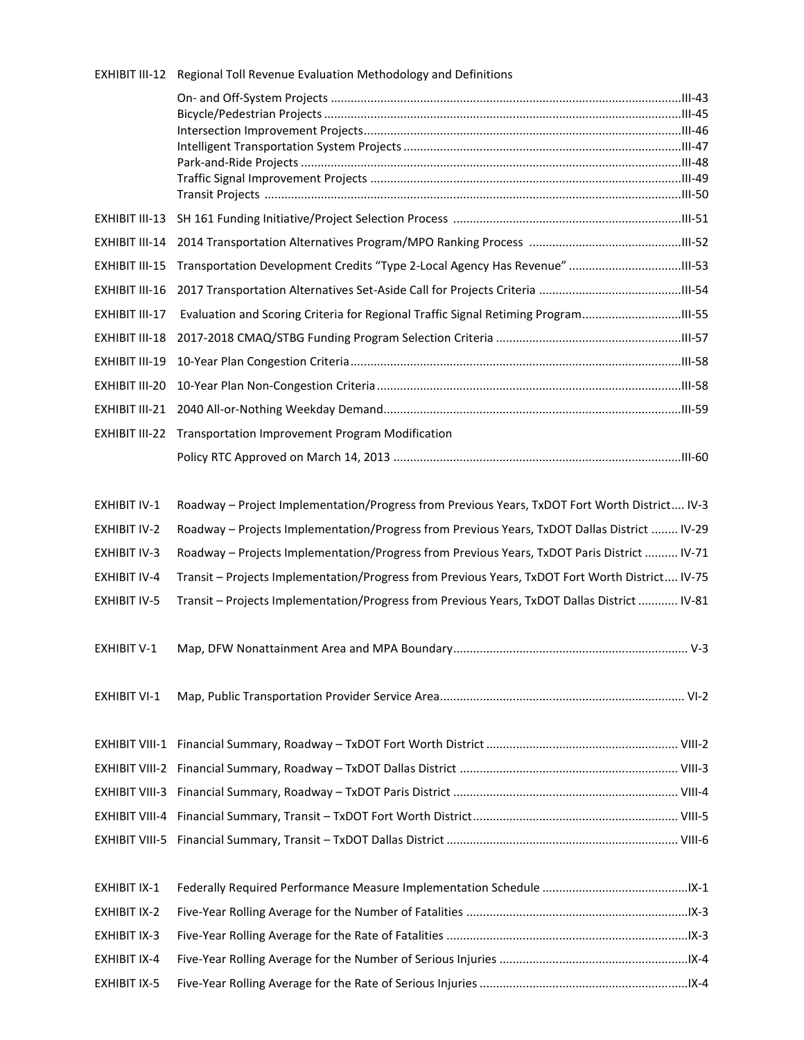EXHIBIT III-12 Regional Toll Revenue Evaluation Methodology and Definitions

On- and Off-System Projects ....................................................................................................III-43
Bicycle/Pedestrian Projects ......................................................................................................III-45
Intersection Improvement Projects..........................................................................................III-46
Intelligent Transportation System Projects ..............................................................................III-47
Park-and-Ride Projects .............................................................................................................III-48
Traffic Signal Improvement Projects ........................................................................................III-49
Transit Projects ........................................................................................................................III-50

EXHIBIT III-13 SH 161 Funding Initiative/Project Selection Process ......................................................................III-51

EXHIBIT III-14 2014 Transportation Alternatives Program/MPO Ranking Process ..............................................III-52

EXHIBIT III-15 Transportation Development Credits "Type 2-Local Agency Has Revenue" ..................................III-53

EXHIBIT III-16 2017 Transportation Alternatives Set-Aside Call for Projects Criteria ...........................................III-54

EXHIBIT III-17 Evaluation and Scoring Criteria for Regional Traffic Signal Retiming Program..............................III-55

EXHIBIT III-18 2017-2018 CMAQ/STBG Funding Program Selection Criteria ........................................................III-57

EXHIBIT III-19 10-Year Plan Congestion Criteria....................................................................................................III-58

EXHIBIT III-20 10-Year Plan Non-Congestion Criteria ............................................................................................III-58

EXHIBIT III-21 2040 All-or-Nothing Weekday Demand..........................................................................................III-59

EXHIBIT III-22 Transportation Improvement Program Modification

Policy RTC Approved on March 14, 2013 .......................................................................................III-60

EXHIBIT IV-1 Roadway – Project Implementation/Progress from Previous Years, TxDOT Fort Worth District.... IV-3

EXHIBIT IV-2 Roadway – Projects Implementation/Progress from Previous Years, TxDOT Dallas District ........ IV-29

EXHIBIT IV-3 Roadway – Projects Implementation/Progress from Previous Years, TxDOT Paris District .......... IV-71

EXHIBIT IV-4 Transit – Projects Implementation/Progress from Previous Years, TxDOT Fort Worth District.... IV-75

EXHIBIT IV-5 Transit – Projects Implementation/Progress from Previous Years, TxDOT Dallas District ............ IV-81

EXHIBIT V-1 Map, DFW Nonattainment Area and MPA Boundary...................................................................... V-3

EXHIBIT VI-1 Map, Public Transportation Provider Service Area......................................................................... VI-2

EXHIBIT VIII-1 Financial Summary, Roadway – TxDOT Fort Worth District ......................................................... VIII-2

EXHIBIT VIII-2 Financial Summary, Roadway – TxDOT Dallas District ................................................................. VIII-3

EXHIBIT VIII-3 Financial Summary, Roadway – TxDOT Paris District ................................................................... VIII-4

EXHIBIT VIII-4 Financial Summary, Transit – TxDOT Fort Worth District............................................................. VIII-5

EXHIBIT VIII-5 Financial Summary, Transit – TxDOT Dallas District ..................................................................... VIII-6

EXHIBIT IX-1 Federally Required Performance Measure Implementation Schedule ............................................IX-1

EXHIBIT IX-2 Five-Year Rolling Average for the Number of Fatalities ..................................................................IX-3

EXHIBIT IX-3 Five-Year Rolling Average for the Rate of Fatalities .........................................................................IX-3

EXHIBIT IX-4 Five-Year Rolling Average for the Number of Serious Injuries .........................................................IX-4

EXHIBIT IX-5 Five-Year Rolling Average for the Rate of Serious Injuries ...............................................................IX-4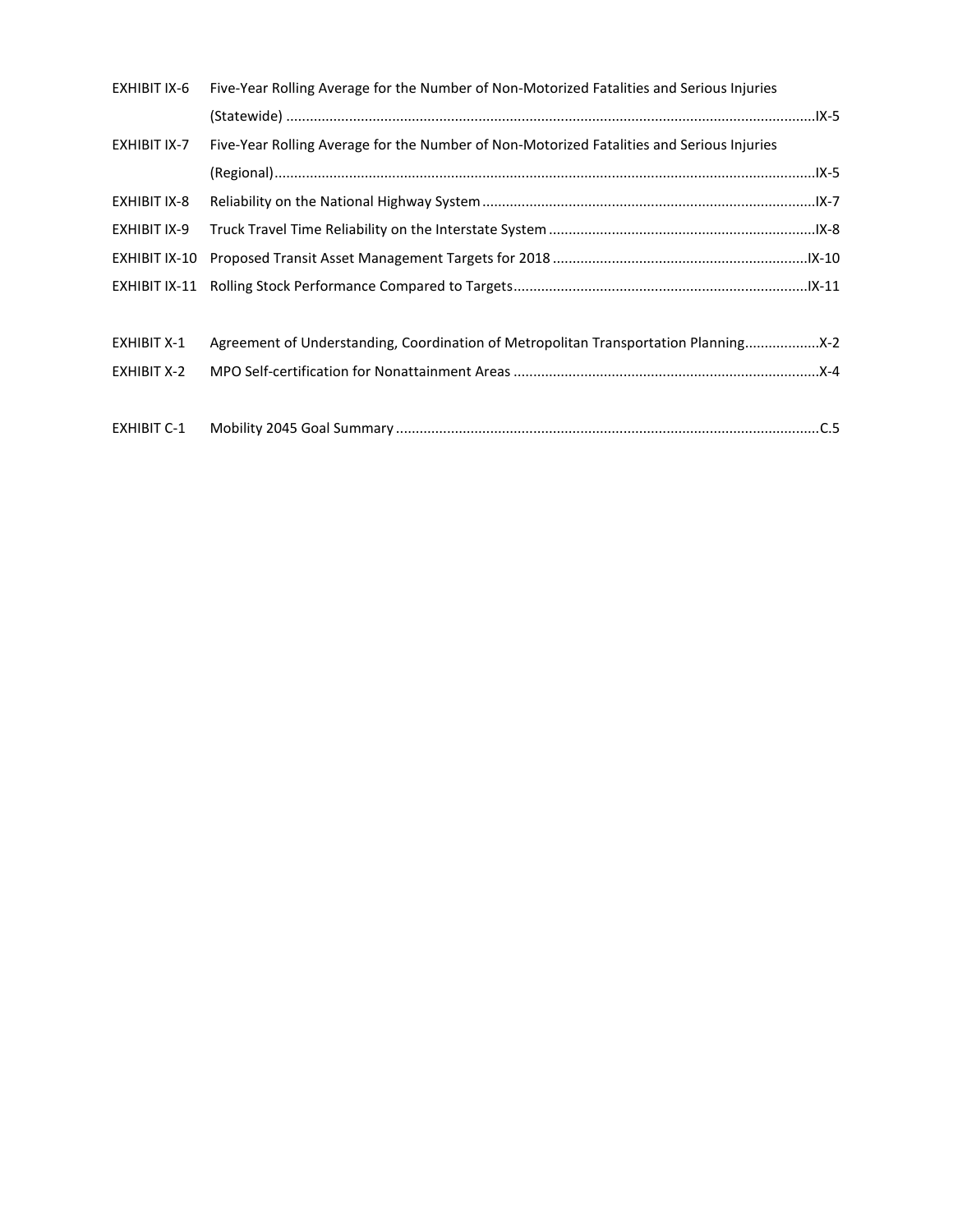| | | |
|---|---|---|
| EXHIBIT IX-6 | Five-Year Rolling Average for the Number of Non-Motorized Fatalities and Serious Injuries (Statewide) | IX-5 |
| EXHIBIT IX-7 | Five-Year Rolling Average for the Number of Non-Motorized Fatalities and Serious Injuries (Regional) | IX-5 |
| EXHIBIT IX-8 | Reliability on the National Highway System | IX-7 |
| EXHIBIT IX-9 | Truck Travel Time Reliability on the Interstate System | IX-8 |
| EXHIBIT IX-10 | Proposed Transit Asset Management Targets for 2018 | IX-10 |
| EXHIBIT IX-11 | Rolling Stock Performance Compared to Targets | IX-11 |
| | | |
| EXHIBIT X-1 | Agreement of Understanding, Coordination of Metropolitan Transportation Planning | X-2 |
| EXHIBIT X-2 | MPO Self-certification for Nonattainment Areas | X-4 |
| | | |
| EXHIBIT C-1 | Mobility 2045 Goal Summary | C.5 |